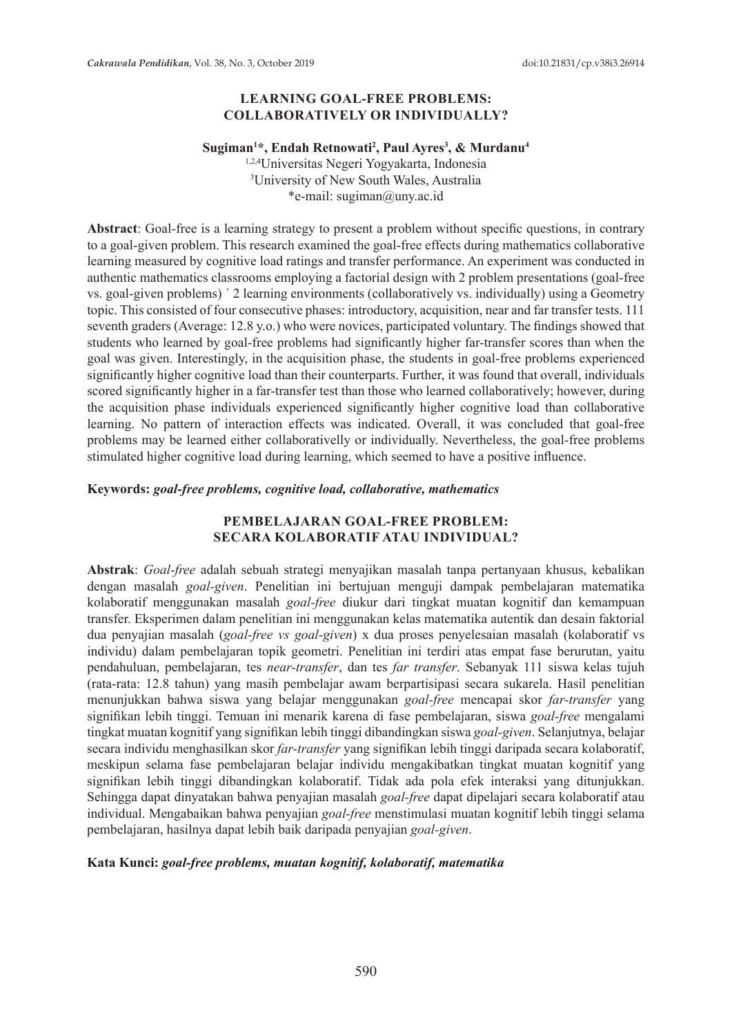# LEARNING GOAL-FREE PROBLEMS: COLLABORATIVELY OR INDIVIDUALLY?

**Sugiman[1]\*, Endah Retnowati[2], Paul Ayres[3], & Murdanu[4]**

[1,2,4]Universitas Negeri Yogyakarta, Indonesia
[3]University of New South Wales, Australia
\*e-mail: sugiman@uny.ac.id

**Abstract**: Goal-free is a learning strategy to present a problem without specific questions, in contrary to a goal-given problem. This research examined the goal-free effects during mathematics collaborative learning measured by cognitive load ratings and transfer performance. An experiment was conducted in authentic mathematics classrooms employing a factorial design with 2 problem presentations (goal-free vs. goal-given problems) ´ 2 learning environments (collaboratively vs. individually) using a Geometry topic. This consisted of four consecutive phases: introductory, acquisition, near and far transfer tests. 111 seventh graders (Average: 12.8 y.o.) who were novices, participated voluntary. The findings showed that students who learned by goal-free problems had significantly higher far-transfer scores than when the goal was given. Interestingly, in the acquisition phase, the students in goal-free problems experienced significantly higher cognitive load than their counterparts. Further, it was found that overall, individuals scored significantly higher in a far-transfer test than those who learned collaboratively; however, during the acquisition phase individuals experienced significantly higher cognitive load than collaborative learning. No pattern of interaction effects was indicated. Overall, it was concluded that goal-free problems may be learned either collaborativelly or individually. Nevertheless, the goal-free problems stimulated higher cognitive load during learning, which seemed to have a positive influence.

**Keywords:** ***goal-free problems, cognitive load, collaborative, mathematics***

# PEMBELAJARAN GOAL-FREE PROBLEM: SECARA KOLABORATIF ATAU INDIVIDUAL?

**Abstrak**: *Goal-free* adalah sebuah strategi menyajikan masalah tanpa pertanyaan khusus, kebalikan dengan masalah *goal-given*. Penelitian ini bertujuan menguji dampak pembelajaran matematika kolaboratif menggunakan masalah *goal-free* diukur dari tingkat muatan kognitif dan kemampuan transfer. Eksperimen dalam penelitian ini menggunakan kelas matematika autentik dan desain faktorial dua penyajian masalah (*goal-free vs goal-given*) x dua proses penyelesaian masalah (kolaboratif vs individu) dalam pembelajaran topik geometri. Penelitian ini terdiri atas empat fase berurutan, yaitu pendahuluan, pembelajaran, tes *near-transfer*, dan tes *far transfer*. Sebanyak 111 siswa kelas tujuh (rata-rata: 12.8 tahun) yang masih pembelajar awam berpartisipasi secara sukarela. Hasil penelitian menunjukkan bahwa siswa yang belajar menggunakan *goal-free* mencapai skor *far-transfer* yang signifikan lebih tinggi. Temuan ini menarik karena di fase pembelajaran, siswa *goal-free* mengalami tingkat muatan kognitif yang signifikan lebih tinggi dibandingkan siswa *goal-given*. Selanjutnya, belajar secara individu menghasilkan skor *far-transfer* yang signifikan lebih tinggi daripada secara kolaboratif, meskipun selama fase pembelajaran belajar individu mengakibatkan tingkat muatan kognitif yang signifikan lebih tinggi dibandingkan kolaboratif. Tidak ada pola efek interaksi yang ditunjukkan. Sehingga dapat dinyatakan bahwa penyajian masalah *goal-free* dapat dipelajari secara kolaboratif atau individual. Mengabaikan bahwa penyajian *goal-free* menstimulasi muatan kognitif lebih tinggi selama pembelajaran, hasilnya dapat lebih baik daripada penyajian *goal-given*.

**Kata Kunci:** ***goal-free problems, muatan kognitif, kolaboratif, matematika***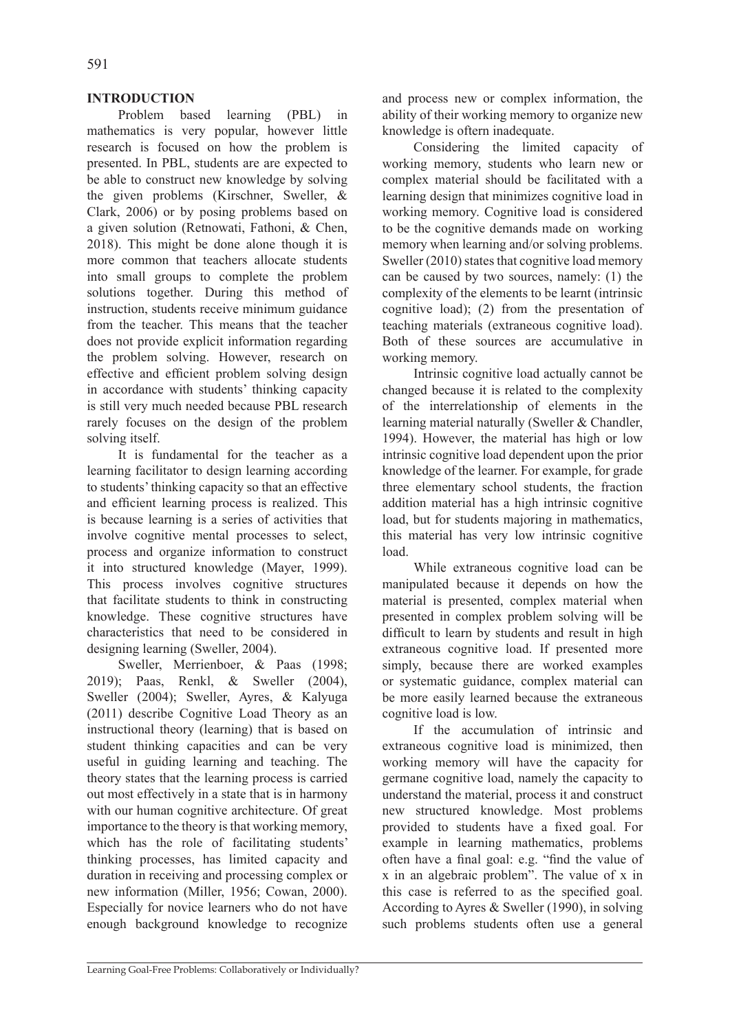## INTRODUCTION

Problem based learning (PBL) in mathematics is very popular, however little research is focused on how the problem is presented. In PBL, students are are expected to be able to construct new knowledge by solving the given problems (Kirschner, Sweller, & Clark, 2006) or by posing problems based on a given solution (Retnowati, Fathoni, & Chen, 2018). This might be done alone though it is more common that teachers allocate students into small groups to complete the problem solutions together. During this method of instruction, students receive minimum guidance from the teacher. This means that the teacher does not provide explicit information regarding the problem solving. However, research on effective and efficient problem solving design in accordance with students' thinking capacity is still very much needed because PBL research rarely focuses on the design of the problem solving itself.

It is fundamental for the teacher as a learning facilitator to design learning according to students' thinking capacity so that an effective and efficient learning process is realized. This is because learning is a series of activities that involve cognitive mental processes to select, process and organize information to construct it into structured knowledge (Mayer, 1999). This process involves cognitive structures that facilitate students to think in constructing knowledge. These cognitive structures have characteristics that need to be considered in designing learning (Sweller, 2004).

Sweller, Merrienboer, & Paas (1998; 2019); Paas, Renkl, & Sweller (2004), Sweller (2004); Sweller, Ayres, & Kalyuga (2011) describe Cognitive Load Theory as an instructional theory (learning) that is based on student thinking capacities and can be very useful in guiding learning and teaching. The theory states that the learning process is carried out most effectively in a state that is in harmony with our human cognitive architecture. Of great importance to the theory is that working memory, which has the role of facilitating students' thinking processes, has limited capacity and duration in receiving and processing complex or new information (Miller, 1956; Cowan, 2000). Especially for novice learners who do not have enough background knowledge to recognize and process new or complex information, the ability of their working memory to organize new knowledge is oftern inadequate.

Considering the limited capacity of working memory, students who learn new or complex material should be facilitated with a learning design that minimizes cognitive load in working memory. Cognitive load is considered to be the cognitive demands made on working memory when learning and/or solving problems. Sweller (2010) states that cognitive load memory can be caused by two sources, namely: (1) the complexity of the elements to be learnt (intrinsic cognitive load); (2) from the presentation of teaching materials (extraneous cognitive load). Both of these sources are accumulative in working memory.

Intrinsic cognitive load actually cannot be changed because it is related to the complexity of the interrelationship of elements in the learning material naturally (Sweller & Chandler, 1994). However, the material has high or low intrinsic cognitive load dependent upon the prior knowledge of the learner. For example, for grade three elementary school students, the fraction addition material has a high intrinsic cognitive load, but for students majoring in mathematics, this material has very low intrinsic cognitive load.

While extraneous cognitive load can be manipulated because it depends on how the material is presented, complex material when presented in complex problem solving will be difficult to learn by students and result in high extraneous cognitive load. If presented more simply, because there are worked examples or systematic guidance, complex material can be more easily learned because the extraneous cognitive load is low.

If the accumulation of intrinsic and extraneous cognitive load is minimized, then working memory will have the capacity for germane cognitive load, namely the capacity to understand the material, process it and construct new structured knowledge. Most problems provided to students have a fixed goal. For example in learning mathematics, problems often have a final goal: e.g. "find the value of x in an algebraic problem". The value of x in this case is referred to as the specified goal. According to Ayres & Sweller (1990), in solving such problems students often use a general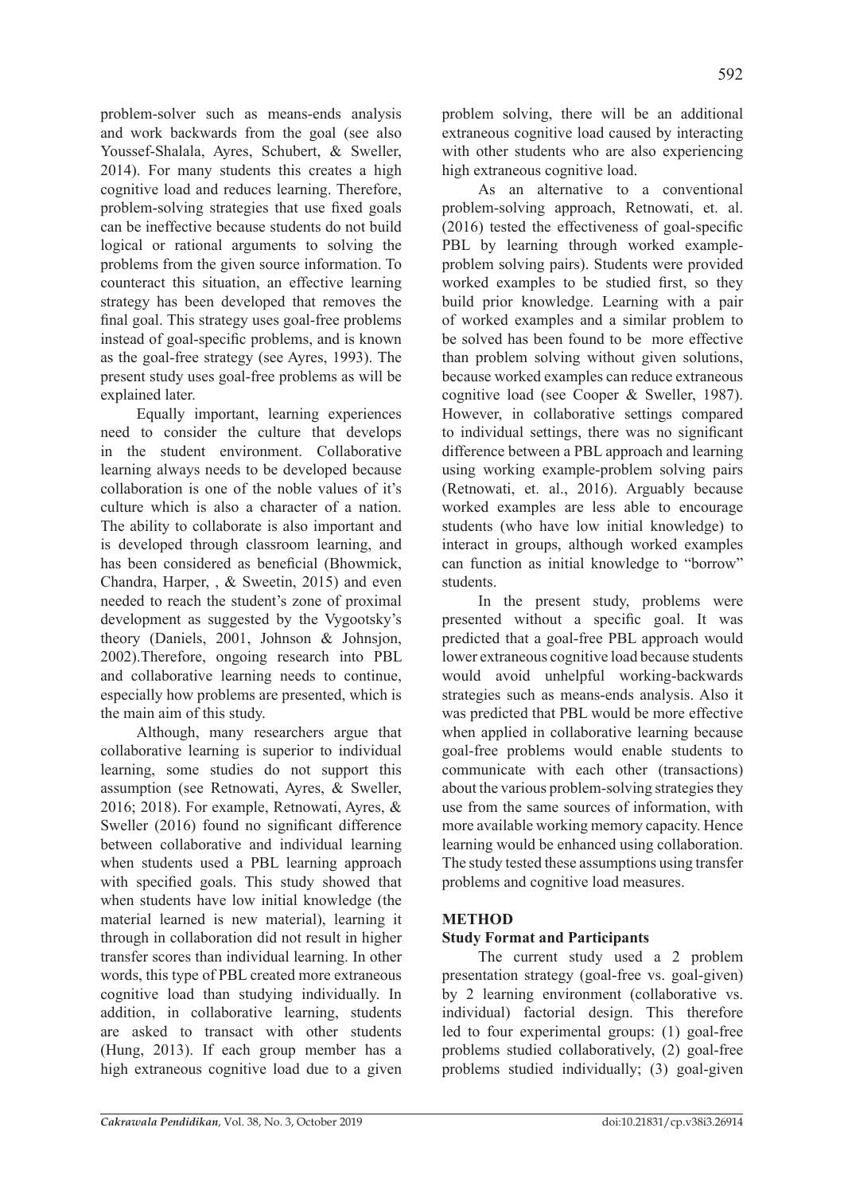problem-solver such as means-ends analysis and work backwards from the goal (see also Youssef-Shalala, Ayres, Schubert, & Sweller, 2014). For many students this creates a high cognitive load and reduces learning. Therefore, problem-solving strategies that use fixed goals can be ineffective because students do not build logical or rational arguments to solving the problems from the given source information. To counteract this situation, an effective learning strategy has been developed that removes the final goal. This strategy uses goal-free problems instead of goal-specific problems, and is known as the goal-free strategy (see Ayres, 1993). The present study uses goal-free problems as will be explained later.

Equally important, learning experiences need to consider the culture that develops in the student environment. Collaborative learning always needs to be developed because collaboration is one of the noble values of it's culture which is also a character of a nation. The ability to collaborate is also important and is developed through classroom learning, and has been considered as beneficial (Bhowmick, Chandra, Harper, , & Sweetin, 2015) and even needed to reach the student's zone of proximal development as suggested by the Vygootsky's theory (Daniels, 2001, Johnson & Johnsjon, 2002).Therefore, ongoing research into PBL and collaborative learning needs to continue, especially how problems are presented, which is the main aim of this study.

Although, many researchers argue that collaborative learning is superior to individual learning, some studies do not support this assumption (see Retnowati, Ayres, & Sweller, 2016; 2018). For example, Retnowati, Ayres, & Sweller (2016) found no significant difference between collaborative and individual learning when students used a PBL learning approach with specified goals. This study showed that when students have low initial knowledge (the material learned is new material), learning it through in collaboration did not result in higher transfer scores than individual learning. In other words, this type of PBL created more extraneous cognitive load than studying individually. In addition, in collaborative learning, students are asked to transact with other students (Hung, 2013). If each group member has a high extraneous cognitive load due to a given problem solving, there will be an additional extraneous cognitive load caused by interacting with other students who are also experiencing high extraneous cognitive load.

As an alternative to a conventional problem-solving approach, Retnowati, et. al. (2016) tested the effectiveness of goal-specific PBL by learning through worked example-problem solving pairs). Students were provided worked examples to be studied first, so they build prior knowledge. Learning with a pair of worked examples and a similar problem to be solved has been found to be more effective than problem solving without given solutions, because worked examples can reduce extraneous cognitive load (see Cooper & Sweller, 1987). However, in collaborative settings compared to individual settings, there was no significant difference between a PBL approach and learning using working example-problem solving pairs (Retnowati, et. al., 2016). Arguably because worked examples are less able to encourage students (who have low initial knowledge) to interact in groups, although worked examples can function as initial knowledge to "borrow" students.

In the present study, problems were presented without a specific goal. It was predicted that a goal-free PBL approach would lower extraneous cognitive load because students would avoid unhelpful working-backwards strategies such as means-ends analysis. Also it was predicted that PBL would be more effective when applied in collaborative learning because goal-free problems would enable students to communicate with each other (transactions) about the various problem-solving strategies they use from the same sources of information, with more available working memory capacity. Hence learning would be enhanced using collaboration. The study tested these assumptions using transfer problems and cognitive load measures.

## METHOD

### Study Format and Participants

The current study used a 2 problem presentation strategy (goal-free vs. goal-given) by 2 learning environment (collaborative vs. individual) factorial design. This therefore led to four experimental groups: (1) goal-free problems studied collaboratively, (2) goal-free problems studied individually; (3) goal-given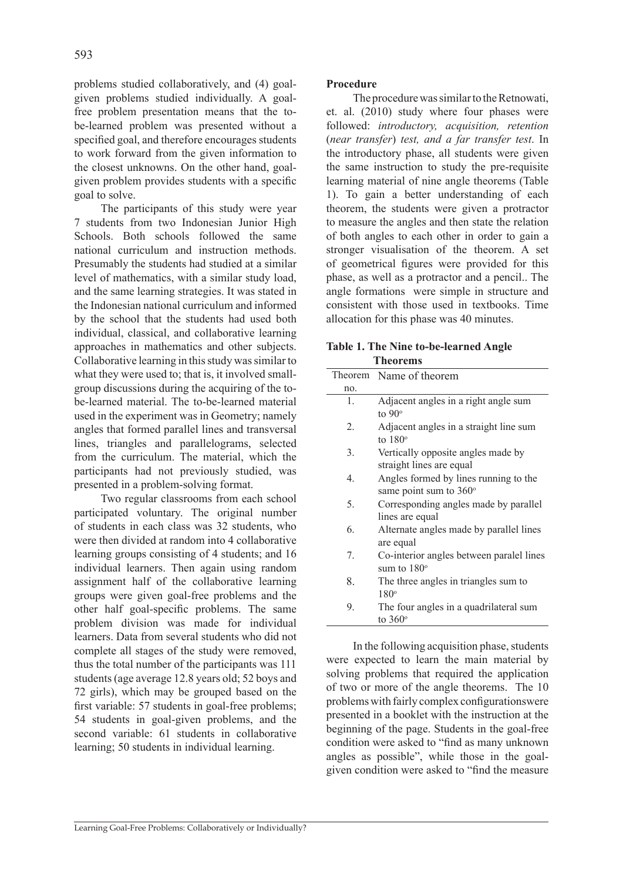problems studied collaboratively, and (4) goal-given problems studied individually. A goal-free problem presentation means that the to-be-learned problem was presented without a specified goal, and therefore encourages students to work forward from the given information to the closest unknowns. On the other hand, goal-given problem provides students with a specific goal to solve.

The participants of this study were year 7 students from two Indonesian Junior High Schools. Both schools followed the same national curriculum and instruction methods. Presumably the students had studied at a similar level of mathematics, with a similar study load, and the same learning strategies. It was stated in the Indonesian national curriculum and informed by the school that the students had used both individual, classical, and collaborative learning approaches in mathematics and other subjects. Collaborative learning in this study was similar to what they were used to; that is, it involved small-group discussions during the acquiring of the to-be-learned material. The to-be-learned material used in the experiment was in Geometry; namely angles that formed parallel lines and transversal lines, triangles and parallelograms, selected from the curriculum. The material, which the participants had not previously studied, was presented in a problem-solving format.

Two regular classrooms from each school participated voluntary. The original number of students in each class was 32 students, who were then divided at random into 4 collaborative learning groups consisting of 4 students; and 16 individual learners. Then again using random assignment half of the collaborative learning groups were given goal-free problems and the other half goal-specific problems. The same problem division was made for individual learners. Data from several students who did not complete all stages of the study were removed, thus the total number of the participants was 111 students (age average 12.8 years old; 52 boys and 72 girls), which may be grouped based on the first variable: 57 students in goal-free problems; 54 students in goal-given problems, and the second variable: 61 students in collaborative learning; 50 students in individual learning.

**Procedure**

The procedure was similar to the Retnowati, et. al. (2010) study where four phases were followed: *introductory, acquisition, retention* (*near transfer*) *test, and a far transfer test*. In the introductory phase, all students were given the same instruction to study the pre-requisite learning material of nine angle theorems (Table 1). To gain a better understanding of each theorem, the students were given a protractor to measure the angles and then state the relation of both angles to each other in order to gain a stronger visualisation of the theorem. A set of geometrical figures were provided for this phase, as well as a protractor and a pencil.. The angle formations were simple in structure and consistent with those used in textbooks. Time allocation for this phase was 40 minutes.

**Table 1. The Nine to-be-learned Angle Theorems**

| Theorem no. | Name of theorem |
|---|---|
| 1. | Adjacent angles in a right angle sum to $90^{o}$ |
| 2. | Adjacent angles in a straight line sum to $180^{o}$ |
| 3. | Vertically opposite angles made by straight lines are equal |
| 4. | Angles formed by lines running to the same point sum to $360^{o}$ |
| 5. | Corresponding angles made by parallel lines are equal |
| 6. | Alternate angles made by parallel lines are equal |
| 7. | Co-interior angles between paralel lines sum to $180^{o}$ |
| 8. | The three angles in triangles sum to $180^{o}$ |
| 9. | The four angles in a quadrilateral sum to $360^{o}$ |

In the following acquisition phase, students were expected to learn the main material by solving problems that required the application of two or more of the angle theorems. The 10 problems with fairly complex configurationswere presented in a booklet with the instruction at the beginning of the page. Students in the goal-free condition were asked to "find as many unknown angles as possible", while those in the goal-given condition were asked to "find the measure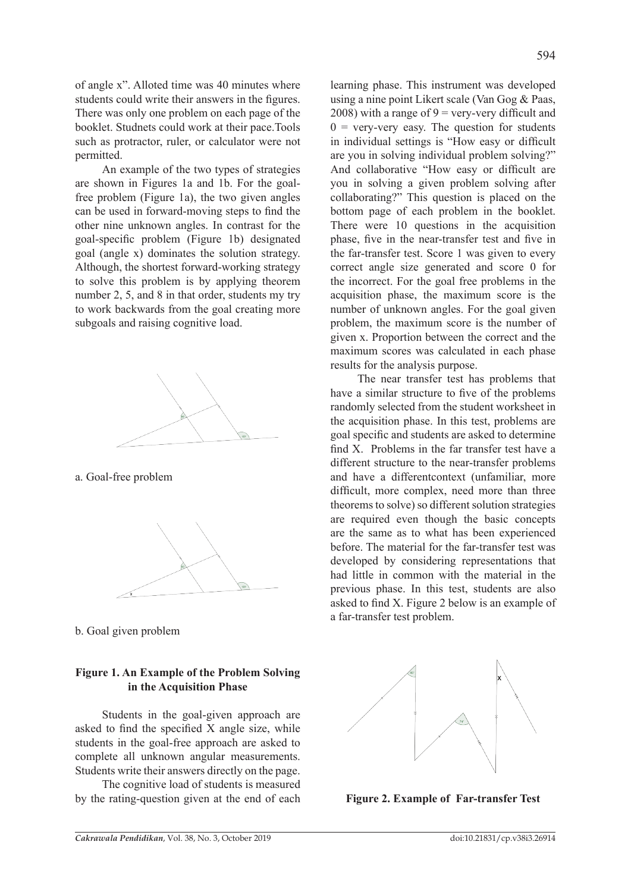of angle x". Alloted time was 40 minutes where students could write their answers in the figures. There was only one problem on each page of the booklet. Studnets could work at their pace.Tools such as protractor, ruler, or calculator were not permitted.

An example of the two types of strategies are shown in Figures 1a and 1b. For the goal-free problem (Figure 1a), the two given angles can be used in forward-moving steps to find the other nine unknown angles. In contrast for the goal-specific problem (Figure 1b) designated goal (angle x) dominates the solution strategy. Although, the shortest forward-working strategy to solve this problem is by applying theorem number 2, 5, and 8 in that order, students my try to work backwards from the goal creating more subgoals and raising cognitive load.

a. Goal-free problem

b. Goal given problem

**Figure 1. An Example of the Problem Solving in the Acquisition Phase**

Students in the goal-given approach are asked to find the specified X angle size, while students in the goal-free approach are asked to complete all unknown angular measurements. Students write their answers directly on the page.

The cognitive load of students is measured by the rating-question given at the end of each learning phase. This instrument was developed using a nine point Likert scale (Van Gog & Paas, 2008) with a range of 9 = very-very difficult and 0 = very-very easy. The question for students in individual settings is "How easy or difficult are you in solving individual problem solving?" And collaborative "How easy or difficult are you in solving a given problem solving after collaborating?" This question is placed on the bottom page of each problem in the booklet. There were 10 questions in the acquisition phase, five in the near-transfer test and five in the far-transfer test. Score 1 was given to every correct angle size generated and score 0 for the incorrect. For the goal free problems in the acquisition phase, the maximum score is the number of unknown angles. For the goal given problem, the maximum score is the number of given x. Proportion between the correct and the maximum scores was calculated in each phase results for the analysis purpose.

The near transfer test has problems that have a similar structure to five of the problems randomly selected from the student worksheet in the acquisition phase. In this test, problems are goal specific and students are asked to determine find X. Problems in the far transfer test have a different structure to the near-transfer problems and have a differentcontext (unfamiliar, more difficult, more complex, need more than three theorems to solve) so different solution strategies are required even though the basic concepts are the same as to what has been experienced before. The material for the far-transfer test was developed by considering representations that had little in common with the material in the previous phase. In this test, students are also asked to find X. Figure 2 below is an example of a far-transfer test problem.

**Figure 2. Example of Far-transfer Test**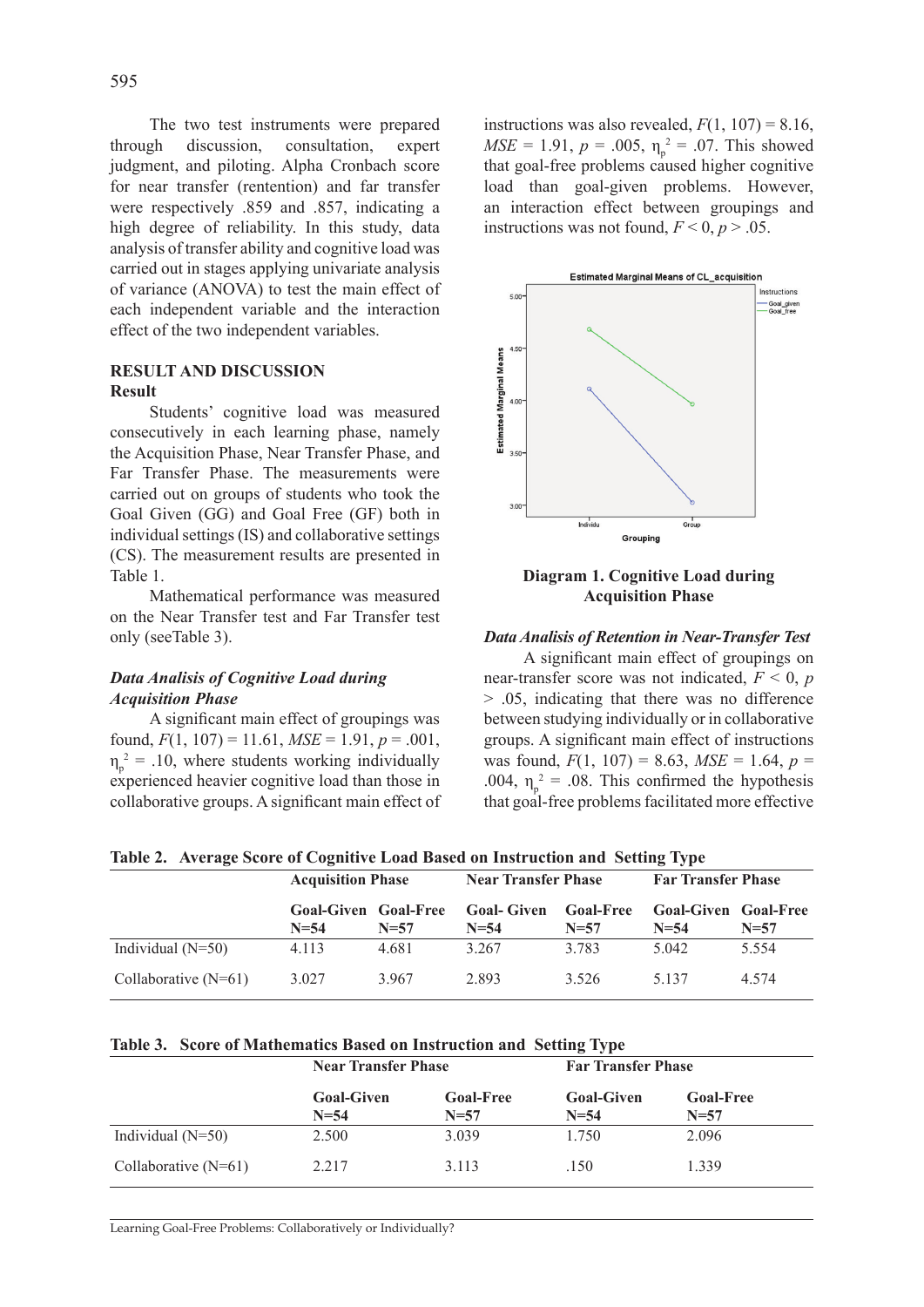The two test instruments were prepared through discussion, consultation, expert judgment, and piloting. Alpha Cronbach score for near transfer (rentention) and far transfer were respectively .859 and .857, indicating a high degree of reliability. In this study, data analysis of transfer ability and cognitive load was carried out in stages applying univariate analysis of variance (ANOVA) to test the main effect of each independent variable and the interaction effect of the two independent variables.

## RESULT AND DISCUSSION

### Result

Students' cognitive load was measured consecutively in each learning phase, namely the Acquisition Phase, Near Transfer Phase, and Far Transfer Phase. The measurements were carried out on groups of students who took the Goal Given (GG) and Goal Free (GF) both in individual settings (IS) and collaborative settings (CS). The measurement results are presented in Table 1.

Mathematical performance was measured on the Near Transfer test and Far Transfer test only (seeTable 3).

### *Data Analisis of Cognitive Load during Acquisition Phase*

A significant main effect of groupings was found, $F(1, 107) = 11.61$, $MSE = 1.91$, $p = .001$, $\eta_p^2 = .10$, where students working individually experienced heavier cognitive load than those in collaborative groups. A significant main effect of instructions was also revealed, $F(1, 107) = 8.16$, $MSE = 1.91$, $p = .005$, $\eta_p^2 = .07$. This showed that goal-free problems caused higher cognitive load than goal-given problems. However, an interaction effect between groupings and instructions was not found, $F < 0$, $p > .05$.

**Diagram 1. Cognitive Load during Acquisition Phase**

### *Data Analisis of Retention in Near-Transfer Test*

A significant main effect of groupings on near-transfer score was not indicated, $F < 0$, $p > .05$, indicating that there was no difference between studying individually or in collaborative groups. A significant main effect of instructions was found, $F(1, 107) = 8.63$, $MSE = 1.64$, $p = .004$, $\eta_p^2 = .08$. This confirmed the hypothesis that goal-free problems facilitated more effective

**Table 2. Average Score of Cognitive Load Based on Instruction and Setting Type**

| | Acquisition Phase | | Near Transfer Phase | | Far Transfer Phase | |
|---|---|---|---|---|---|---|
| | Goal-Given N=54 | Goal-Free N=57 | Goal- Given N=54 | Goal-Free N=57 | Goal-Given N=54 | Goal-Free N=57 |
| Individual (N=50) | 4.113 | 4.681 | 3.267 | 3.783 | 5.042 | 5.554 |
| Collaborative (N=61) | 3.027 | 3.967 | 2.893 | 3.526 | 5.137 | 4.574 |

**Table 3. Score of Mathematics Based on Instruction and Setting Type**

| | Near Transfer Phase | | Far Transfer Phase | |
|---|---|---|---|---|
| | Goal-Given N=54 | Goal-Free N=57 | Goal-Given N=54 | Goal-Free N=57 |
| Individual (N=50) | 2.500 | 3.039 | 1.750 | 2.096 |
| Collaborative (N=61) | 2.217 | 3.113 | .150 | 1.339 |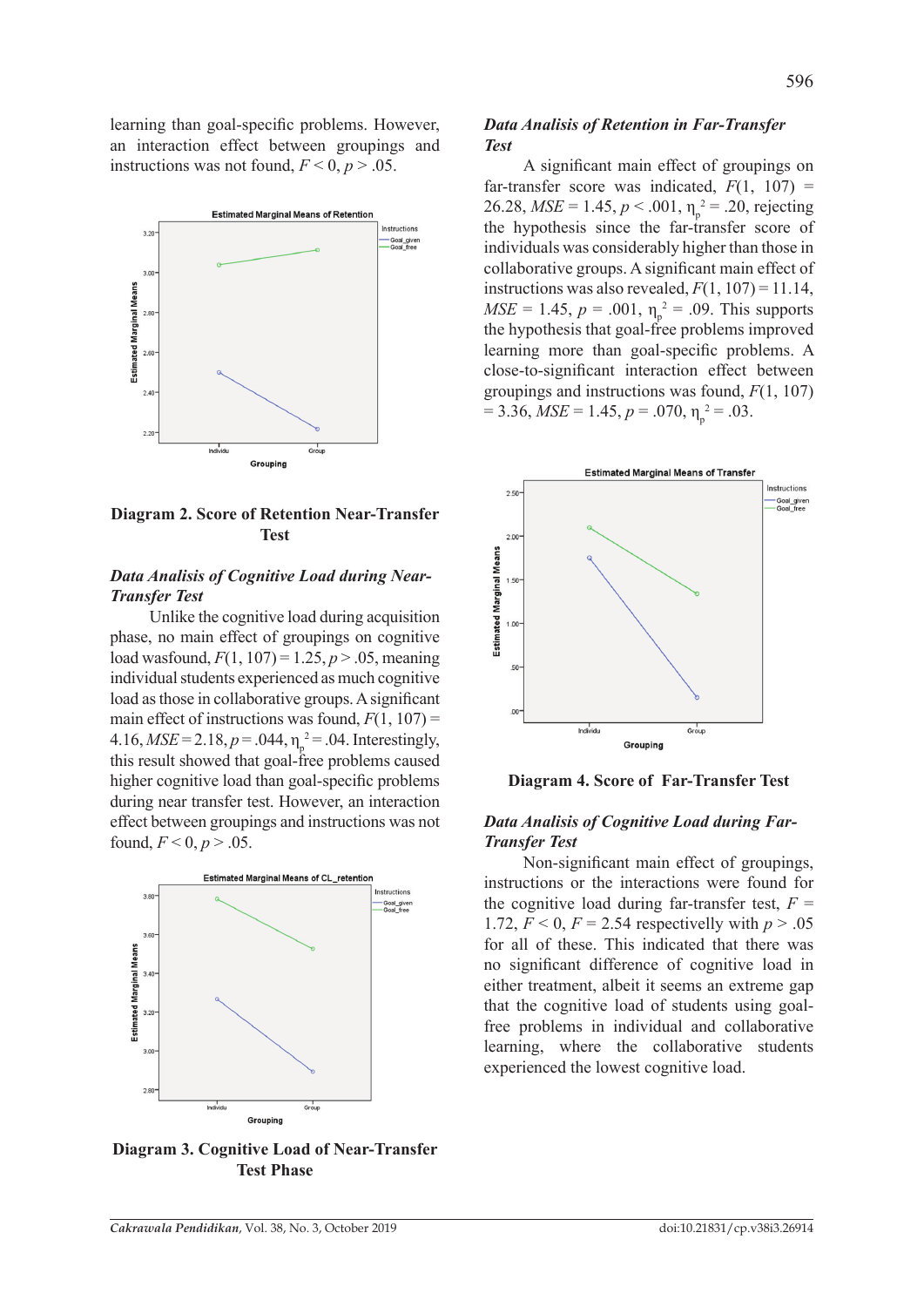learning than goal-specific problems. However, an interaction effect between groupings and instructions was not found, $F < 0$, $p > .05$.

**Diagram 2. Score of Retention Near-Transfer Test**

***Data Analisis of Cognitive Load during Near-Transfer Test***

Unlike the cognitive load during acquisition phase, no main effect of groupings on cognitive load wasfound, $F(1, 107) = 1.25$, $p > .05$, meaning individual students experienced as much cognitive load as those in collaborative groups. A significant main effect of instructions was found, $F(1, 107) = 4.16$, $MSE = 2.18$, $p = .044$, $\eta_p^2 = .04$. Interestingly, this result showed that goal-free problems caused higher cognitive load than goal-specific problems during near transfer test. However, an interaction effect between groupings and instructions was not found, $F < 0$, $p > .05$.

**Diagram 3. Cognitive Load of Near-Transfer Test Phase**

***Data Analisis of Retention in Far-Transfer Test***

A significant main effect of groupings on far-transfer score was indicated, $F(1, 107) = 26.28$, $MSE = 1.45$, $p < .001$, $\eta_p^2 = .20$, rejecting the hypothesis since the far-transfer score of individuals was considerably higher than those in collaborative groups. A significant main effect of instructions was also revealed, $F(1, 107) = 11.14$, $MSE = 1.45$, $p = .001$, $\eta_p^2 = .09$. This supports the hypothesis that goal-free problems improved learning more than goal-specific problems. A close-to-significant interaction effect between groupings and instructions was found, $F(1, 107) = 3.36$, $MSE = 1.45$, $p = .070$, $\eta_p^2 = .03$.

**Diagram 4. Score of Far-Transfer Test**

***Data Analisis of Cognitive Load during Far-Transfer Test***

Non-significant main effect of groupings, instructions or the interactions were found for the cognitive load during far-transfer test, $F = 1.72$, $F < 0$, $F = 2.54$ respectivelly with $p > .05$ for all of these. This indicated that there was no significant difference of cognitive load in either treatment, albeit it seems an extreme gap that the cognitive load of students using goal-free problems in individual and collaborative learning, where the collaborative students experienced the lowest cognitive load.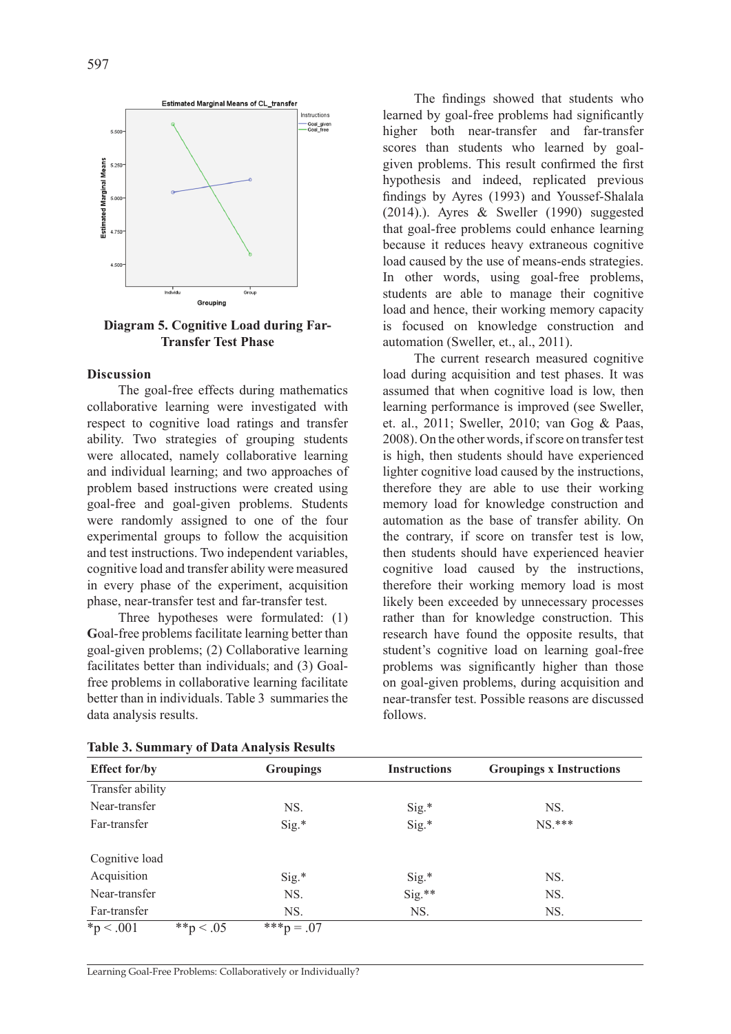**Diagram 5. Cognitive Load during Far-Transfer Test Phase**

## Discussion

The goal-free effects during mathematics collaborative learning were investigated with respect to cognitive load ratings and transfer ability. Two strategies of grouping students were allocated, namely collaborative learning and individual learning; and two approaches of problem based instructions were created using goal-free and goal-given problems. Students were randomly assigned to one of the four experimental groups to follow the acquisition and test instructions. Two independent variables, cognitive load and transfer ability were measured in every phase of the experiment, acquisition phase, near-transfer test and far-transfer test.

Three hypotheses were formulated: (1) **G**oal-free problems facilitate learning better than goal-given problems; (2) Collaborative learning facilitates better than individuals; and (3) Goal-free problems in collaborative learning facilitate better than in individuals. Table 3 summaries the data analysis results.

The findings showed that students who learned by goal-free problems had significantly higher both near-transfer and far-transfer scores than students who learned by goal-given problems. This result confirmed the first hypothesis and indeed, replicated previous findings by Ayres (1993) and Youssef-Shalala (2014).). Ayres & Sweller (1990) suggested that goal-free problems could enhance learning because it reduces heavy extraneous cognitive load caused by the use of means-ends strategies. In other words, using goal-free problems, students are able to manage their cognitive load and hence, their working memory capacity is focused on knowledge construction and automation (Sweller, et., al., 2011).

The current research measured cognitive load during acquisition and test phases. It was assumed that when cognitive load is low, then learning performance is improved (see Sweller, et. al., 2011; Sweller, 2010; van Gog & Paas, 2008). On the other words, if score on transfer test is high, then students should have experienced lighter cognitive load caused by the instructions, therefore they are able to use their working memory load for knowledge construction and automation as the base of transfer ability. On the contrary, if score on transfer test is low, then students should have experienced heavier cognitive load caused by the instructions, therefore their working memory load is most likely been exceeded by unnecessary processes rather than for knowledge construction. This research have found the opposite results, that student's cognitive load on learning goal-free problems was significantly higher than those on goal-given problems, during acquisition and near-transfer test. Possible reasons are discussed follows.

**Table 3. Summary of Data Analysis Results**

| Effect for/by | Groupings | Instructions | Groupings x Instructions |
|---|---|---|---|
| Transfer ability | | | |
| Near-transfer | NS. | Sig.* | NS. |
| Far-transfer | Sig.* | Sig.* | NS.*** |
| | | | |
| Cognitive load | | | |
| Acquisition | Sig.* | Sig.* | NS. |
| Near-transfer | NS. | Sig.** | NS. |
| Far-transfer | NS. | NS. | NS. |

*p < .001 **p < .05 ***p = .07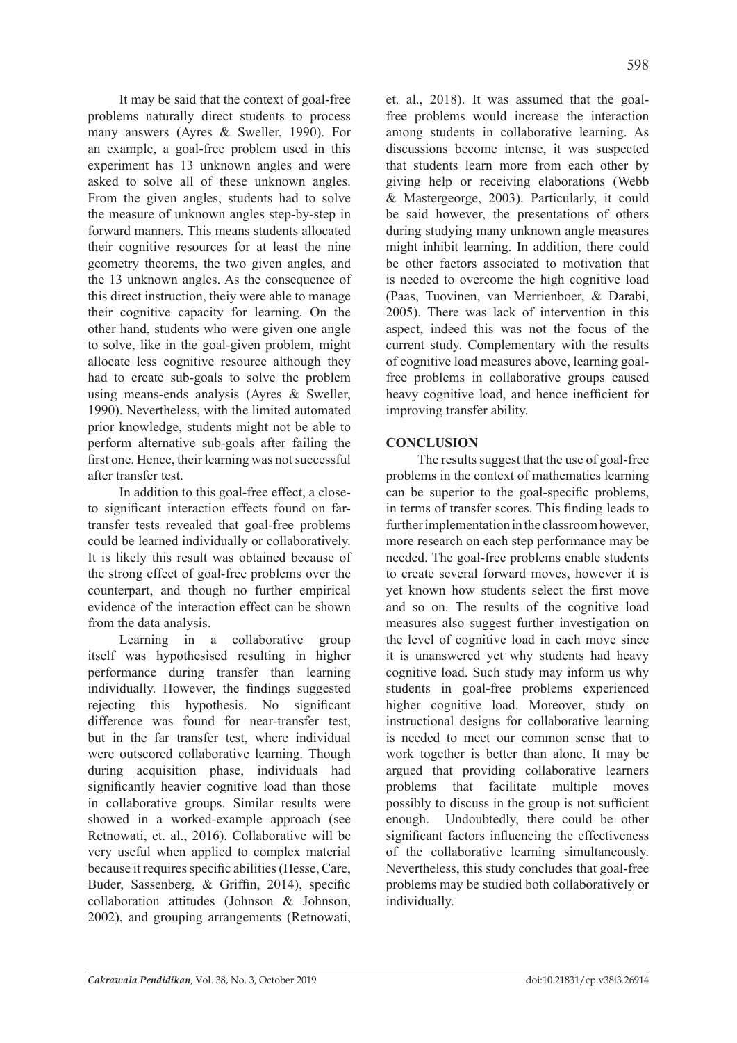It may be said that the context of goal-free problems naturally direct students to process many answers (Ayres & Sweller, 1990). For an example, a goal-free problem used in this experiment has 13 unknown angles and were asked to solve all of these unknown angles. From the given angles, students had to solve the measure of unknown angles step-by-step in forward manners. This means students allocated their cognitive resources for at least the nine geometry theorems, the two given angles, and the 13 unknown angles. As the consequence of this direct instruction, theiy were able to manage their cognitive capacity for learning. On the other hand, students who were given one angle to solve, like in the goal-given problem, might allocate less cognitive resource although they had to create sub-goals to solve the problem using means-ends analysis (Ayres & Sweller, 1990). Nevertheless, with the limited automated prior knowledge, students might not be able to perform alternative sub-goals after failing the first one. Hence, their learning was not successful after transfer test.

In addition to this goal-free effect, a close-to significant interaction effects found on far-transfer tests revealed that goal-free problems could be learned individually or collaboratively. It is likely this result was obtained because of the strong effect of goal-free problems over the counterpart, and though no further empirical evidence of the interaction effect can be shown from the data analysis.

Learning in a collaborative group itself was hypothesised resulting in higher performance during transfer than learning individually. However, the findings suggested rejecting this hypothesis. No significant difference was found for near-transfer test, but in the far transfer test, where individual were outscored collaborative learning. Though during acquisition phase, individuals had significantly heavier cognitive load than those in collaborative groups. Similar results were showed in a worked-example approach (see Retnowati, et. al., 2016). Collaborative will be very useful when applied to complex material because it requires specific abilities (Hesse, Care, Buder, Sassenberg, & Griffin, 2014), specific collaboration attitudes (Johnson & Johnson, 2002), and grouping arrangements (Retnowati, et. al., 2018). It was assumed that the goal-free problems would increase the interaction among students in collaborative learning. As discussions become intense, it was suspected that students learn more from each other by giving help or receiving elaborations (Webb & Mastergeorge, 2003). Particularly, it could be said however, the presentations of others during studying many unknown angle measures might inhibit learning. In addition, there could be other factors associated to motivation that is needed to overcome the high cognitive load (Paas, Tuovinen, van Merrienboer, & Darabi, 2005). There was lack of intervention in this aspect, indeed this was not the focus of the current study. Complementary with the results of cognitive load measures above, learning goal-free problems in collaborative groups caused heavy cognitive load, and hence inefficient for improving transfer ability.

## CONCLUSION

The results suggest that the use of goal-free problems in the context of mathematics learning can be superior to the goal-specific problems, in terms of transfer scores. This finding leads to further implementation in the classroom however, more research on each step performance may be needed. The goal-free problems enable students to create several forward moves, however it is yet known how students select the first move and so on. The results of the cognitive load measures also suggest further investigation on the level of cognitive load in each move since it is unanswered yet why students had heavy cognitive load. Such study may inform us why students in goal-free problems experienced higher cognitive load. Moreover, study on instructional designs for collaborative learning is needed to meet our common sense that to work together is better than alone. It may be argued that providing collaborative learners problems that facilitate multiple moves possibly to discuss in the group is not sufficient enough. Undoubtedly, there could be other significant factors influencing the effectiveness of the collaborative learning simultaneously. Nevertheless, this study concludes that goal-free problems may be studied both collaboratively or individually.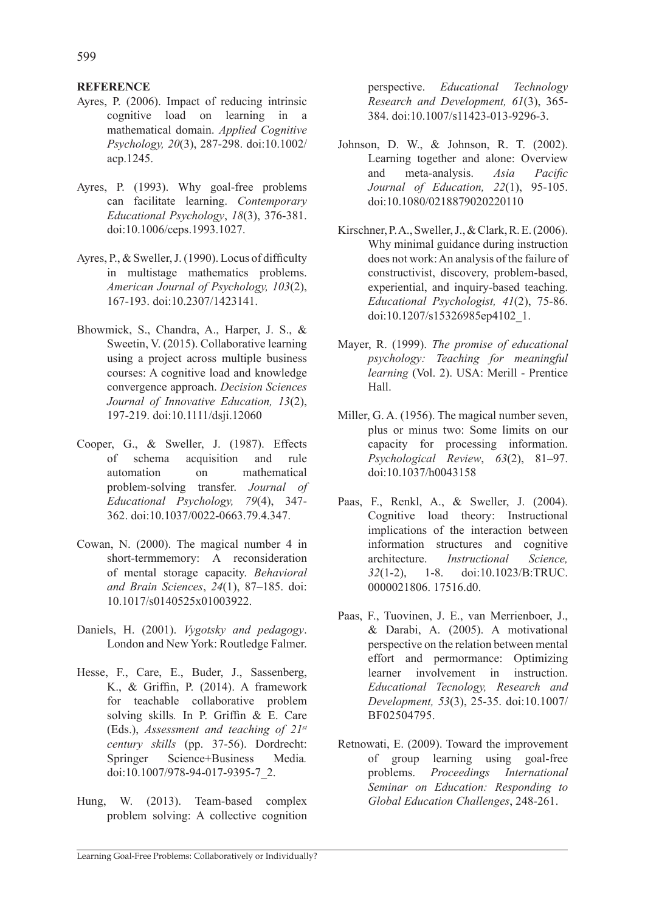## REFERENCE

Ayres, P. (2006). Impact of reducing intrinsic cognitive load on learning in a mathematical domain. *Applied Cognitive Psychology, 20*(3), 287-298. doi:10.1002/acp.1245.

Ayres, P. (1993). Why goal-free problems can facilitate learning. *Contemporary Educational Psychology*, *18*(3), 376-381. doi:10.1006/ceps.1993.1027.

Ayres, P., & Sweller, J. (1990). Locus of difficulty in multistage mathematics problems. *American Journal of Psychology, 103*(2), 167-193. doi:10.2307/1423141.

Bhowmick, S., Chandra, A., Harper, J. S., & Sweetin, V. (2015). Collaborative learning using a project across multiple business courses: A cognitive load and knowledge convergence approach. *Decision Sciences Journal of Innovative Education, 13*(2), 197-219. doi:10.1111/dsji.12060

Cooper, G., & Sweller, J. (1987). Effects of schema acquisition and rule automation on mathematical problem-solving transfer. *Journal of Educational Psychology, 79*(4), 347-362. doi:10.1037/0022-0663.79.4.347.

Cowan, N. (2000). The magical number 4 in short-termmemory: A reconsideration of mental storage capacity. *Behavioral and Brain Sciences*, *24*(1), 87–185. doi: 10.1017/s0140525x01003922.

Daniels, H. (2001). *Vygotsky and pedagogy*. London and New York: Routledge Falmer.

Hesse, F., Care, E., Buder, J., Sassenberg, K., & Griffin, P. (2014). A framework for teachable collaborative problem solving skills*.* In P. Griffin & E. Care (Eds.), *Assessment and teaching of 21st century skills* (pp. 37-56). Dordrecht: Springer Science+Business Media*.* doi:10.1007/978-94-017-9395-7_2.

Hung, W. (2013). Team-based complex problem solving: A collective cognition perspective. *Educational Technology Research and Development, 61*(3), 365-384. doi:10.1007/s11423-013-9296-3.

Johnson, D. W., & Johnson, R. T. (2002). Learning together and alone: Overview and meta-analysis. *Asia Pacific Journal of Education, 22*(1), 95-105. doi:10.1080/0218879020220110

Kirschner, P. A., Sweller, J., & Clark, R. E. (2006). Why minimal guidance during instruction does not work: An analysis of the failure of constructivist, discovery, problem-based, experiential, and inquiry-based teaching. *Educational Psychologist, 41*(2), 75-86. doi:10.1207/s15326985ep4102_1.

Mayer, R. (1999). *The promise of educational psychology: Teaching for meaningful learning* (Vol. 2). USA: Merill - Prentice Hall.

Miller, G. A. (1956). The magical number seven, plus or minus two: Some limits on our capacity for processing information. *Psychological Review*, *63*(2), 81–97. doi:10.1037/h0043158

Paas, F., Renkl, A., & Sweller, J. (2004). Cognitive load theory: Instructional implications of the interaction between information structures and cognitive architecture. *Instructional Science, 32*(1-2), 1-8. doi:10.1023/B:TRUC. 0000021806. 17516.d0.

Paas, F., Tuovinen, J. E., van Merrienboer, J., & Darabi, A. (2005). A motivational perspective on the relation between mental effort and permormance: Optimizing learner involvement in instruction. *Educational Tecnology, Research and Development, 53*(3), 25-35. doi:10.1007/BF02504795.

Retnowati, E. (2009). Toward the improvement of group learning using goal-free problems. *Proceedings International Seminar on Education: Responding to Global Education Challenges*, 248-261.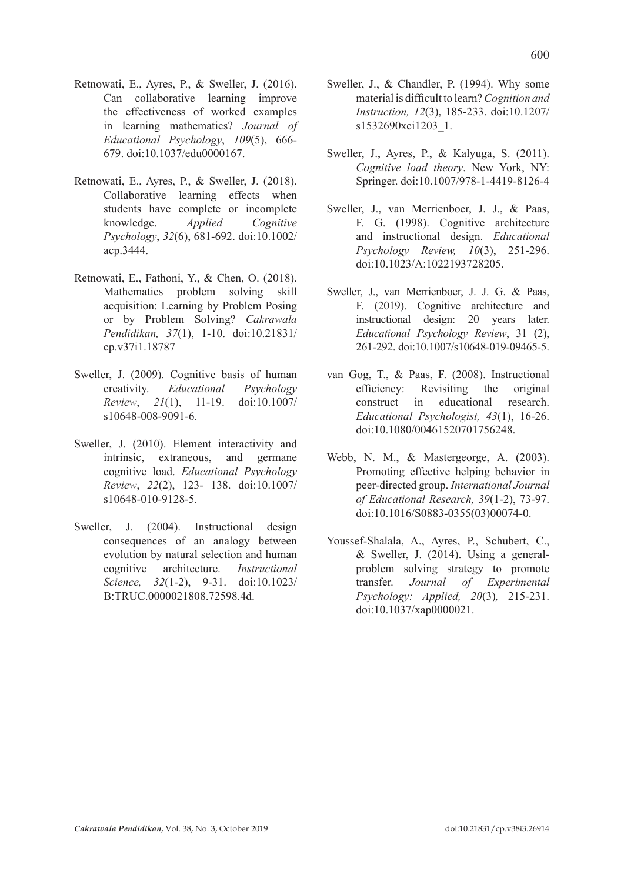Retnowati, E., Ayres, P., & Sweller, J. (2016). Can collaborative learning improve the effectiveness of worked examples in learning mathematics? *Journal of Educational Psychology*, *109*(5), 666-679. doi:10.1037/edu0000167.

Retnowati, E., Ayres, P., & Sweller, J. (2018). Collaborative learning effects when students have complete or incomplete knowledge. *Applied Cognitive Psychology*, *32*(6), 681-692. doi:10.1002/acp.3444.

Retnowati, E., Fathoni, Y., & Chen, O. (2018). Mathematics problem solving skill acquisition: Learning by Problem Posing or by Problem Solving? *Cakrawala Pendidikan, 37*(1), 1-10. doi:10.21831/cp.v37i1.18787

Sweller, J. (2009). Cognitive basis of human creativity. *Educational Psychology Review*, *21*(1), 11-19. doi:10.1007/s10648-008-9091-6.

Sweller, J. (2010). Element interactivity and intrinsic, extraneous, and germane cognitive load. *Educational Psychology Review*, *22*(2), 123- 138. doi:10.1007/s10648-010-9128-5.

Sweller, J. (2004). Instructional design consequences of an analogy between evolution by natural selection and human cognitive architecture. *Instructional Science, 32*(1-2), 9-31. doi:10.1023/B:TRUC.0000021808.72598.4d.

Sweller, J., & Chandler, P. (1994). Why some material is difficult to learn? *Cognition and Instruction, 12*(3), 185-233. doi:10.1207/s1532690xci1203_1.

Sweller, J., Ayres, P., & Kalyuga, S. (2011). *Cognitive load theory*. New York, NY: Springer. doi:10.1007/978-1-4419-8126-4

Sweller, J., van Merrienboer, J. J., & Paas, F. G. (1998). Cognitive architecture and instructional design. *Educational Psychology Review, 10*(3), 251-296. doi:10.1023/A:1022193728205.

Sweller, J., van Merrienboer, J. J. G. & Paas, F. (2019). Cognitive architecture and instructional design: 20 years later. *Educational Psychology Review*, 31 (2), 261-292. doi:10.1007/s10648-019-09465-5.

van Gog, T., & Paas, F. (2008). Instructional efficiency: Revisiting the original construct in educational research. *Educational Psychologist, 43*(1), 16-26. doi:10.1080/00461520701756248.

Webb, N. M., & Mastergeorge, A. (2003). Promoting effective helping behavior in peer-directed group. *International Journal of Educational Research, 39*(1-2), 73-97. doi:10.1016/S0883-0355(03)00074-0.

Youssef-Shalala, A., Ayres, P., Schubert, C., & Sweller, J. (2014). Using a general-problem solving strategy to promote transfer. *Journal of Experimental Psychology: Applied, 20*(3)*,* 215-231. doi:10.1037/xap0000021.